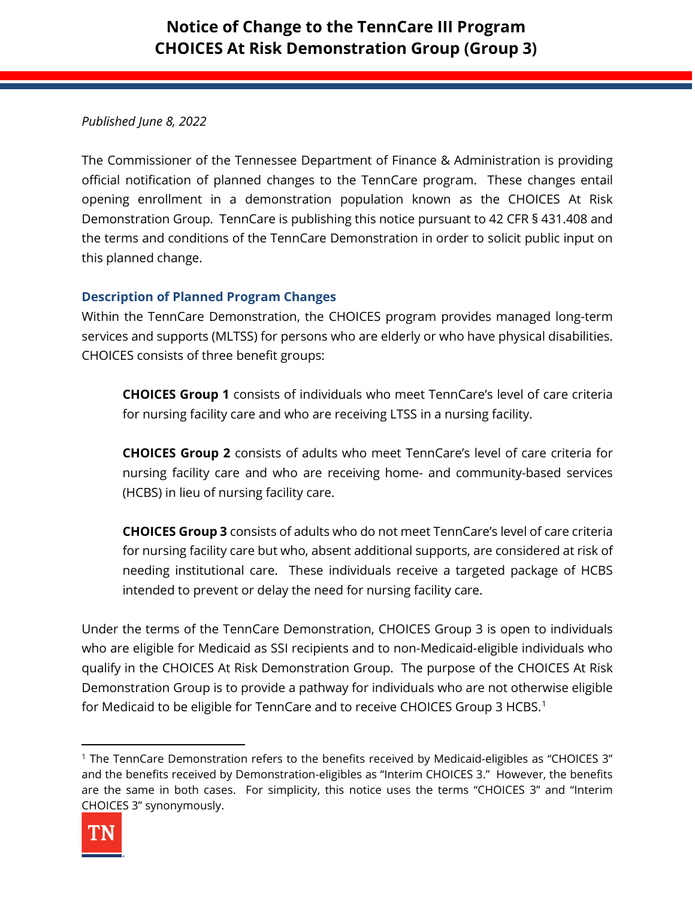# Notice of Change to the TennCare III Program
# CHOICES At Risk Demonstration Group (Group 3)

*Published June 8, 2022*

The Commissioner of the Tennessee Department of Finance & Administration is providing official notification of planned changes to the TennCare program. These changes entail opening enrollment in a demonstration population known as the CHOICES At Risk Demonstration Group. TennCare is publishing this notice pursuant to 42 CFR § 431.408 and the terms and conditions of the TennCare Demonstration in order to solicit public input on this planned change.

## Description of Planned Program Changes

Within the TennCare Demonstration, the CHOICES program provides managed long-term services and supports (MLTSS) for persons who are elderly or who have physical disabilities. CHOICES consists of three benefit groups:

> **CHOICES Group 1** consists of individuals who meet TennCare's level of care criteria for nursing facility care and who are receiving LTSS in a nursing facility.
>
> **CHOICES Group 2** consists of adults who meet TennCare's level of care criteria for nursing facility care and who are receiving home- and community-based services (HCBS) in lieu of nursing facility care.
>
> **CHOICES Group 3** consists of adults who do not meet TennCare's level of care criteria for nursing facility care but who, absent additional supports, are considered at risk of needing institutional care. These individuals receive a targeted package of HCBS intended to prevent or delay the need for nursing facility care.

Under the terms of the TennCare Demonstration, CHOICES Group 3 is open to individuals who are eligible for Medicaid as SSI recipients and to non-Medicaid-eligible individuals who qualify in the CHOICES At Risk Demonstration Group. The purpose of the CHOICES At Risk Demonstration Group is to provide a pathway for individuals who are not otherwise eligible for Medicaid to be eligible for TennCare and to receive CHOICES Group 3 HCBS.[1]

---

[1] The TennCare Demonstration refers to the benefits received by Medicaid-eligibles as "CHOICES 3" and the benefits received by Demonstration-eligibles as "Interim CHOICES 3." However, the benefits are the same in both cases. For simplicity, this notice uses the terms "CHOICES 3" and "Interim CHOICES 3" synonymously.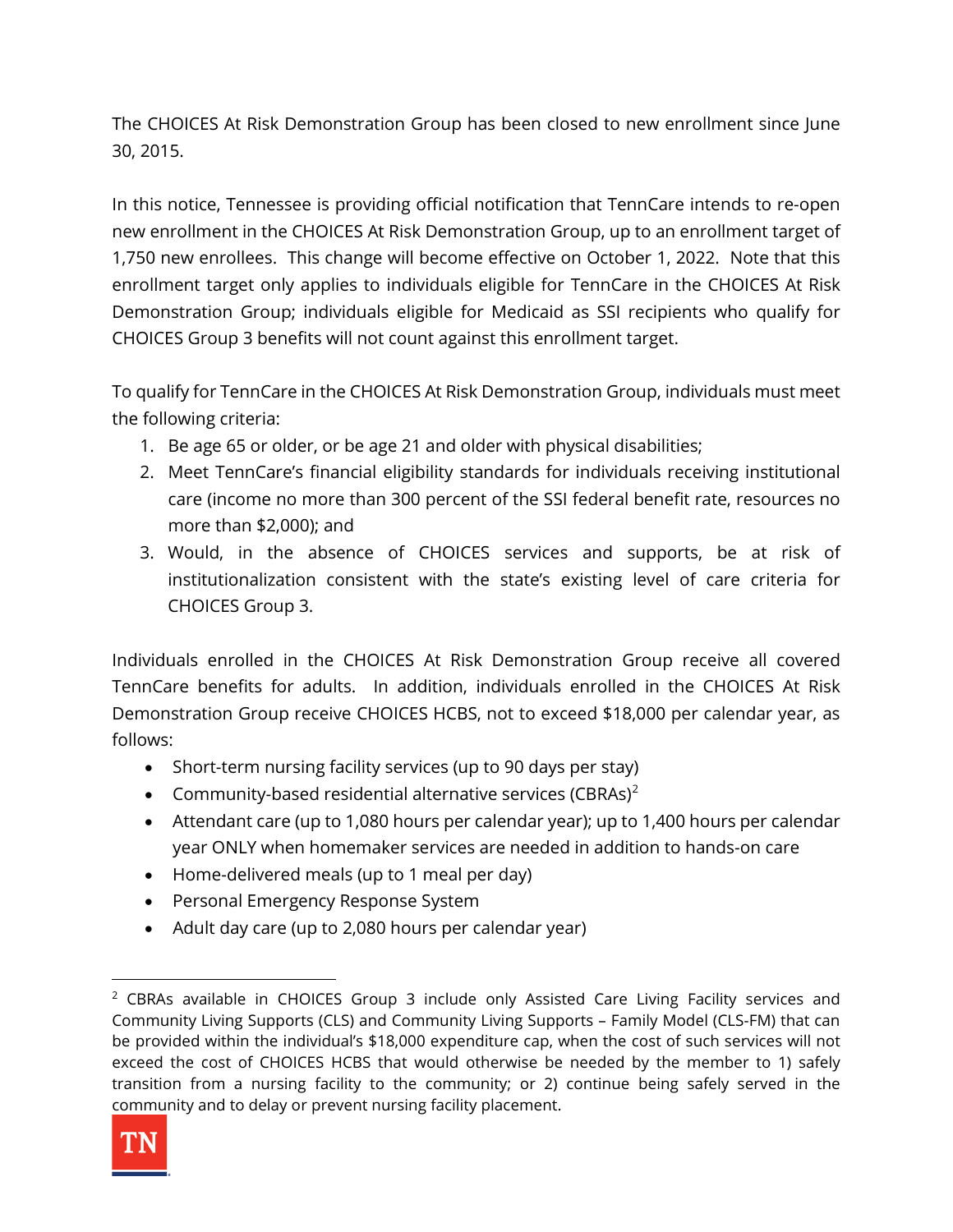The CHOICES At Risk Demonstration Group has been closed to new enrollment since June 30, 2015.

In this notice, Tennessee is providing official notification that TennCare intends to re-open new enrollment in the CHOICES At Risk Demonstration Group, up to an enrollment target of 1,750 new enrollees. This change will become effective on October 1, 2022. Note that this enrollment target only applies to individuals eligible for TennCare in the CHOICES At Risk Demonstration Group; individuals eligible for Medicaid as SSI recipients who qualify for CHOICES Group 3 benefits will not count against this enrollment target.

To qualify for TennCare in the CHOICES At Risk Demonstration Group, individuals must meet the following criteria:

1. Be age 65 or older, or be age 21 and older with physical disabilities;
2. Meet TennCare's financial eligibility standards for individuals receiving institutional care (income no more than 300 percent of the SSI federal benefit rate, resources no more than $2,000); and
3. Would, in the absence of CHOICES services and supports, be at risk of institutionalization consistent with the state's existing level of care criteria for CHOICES Group 3.

Individuals enrolled in the CHOICES At Risk Demonstration Group receive all covered TennCare benefits for adults. In addition, individuals enrolled in the CHOICES At Risk Demonstration Group receive CHOICES HCBS, not to exceed $18,000 per calendar year, as follows:

- Short-term nursing facility services (up to 90 days per stay)
- Community-based residential alternative services (CBRAs)[2]
- Attendant care (up to 1,080 hours per calendar year); up to 1,400 hours per calendar year ONLY when homemaker services are needed in addition to hands-on care
- Home-delivered meals (up to 1 meal per day)
- Personal Emergency Response System
- Adult day care (up to 2,080 hours per calendar year)

---

[2] CBRAs available in CHOICES Group 3 include only Assisted Care Living Facility services and Community Living Supports (CLS) and Community Living Supports – Family Model (CLS-FM) that can be provided within the individual's $18,000 expenditure cap, when the cost of such services will not exceed the cost of CHOICES HCBS that would otherwise be needed by the member to 1) safely transition from a nursing facility to the community; or 2) continue being safely served in the community and to delay or prevent nursing facility placement.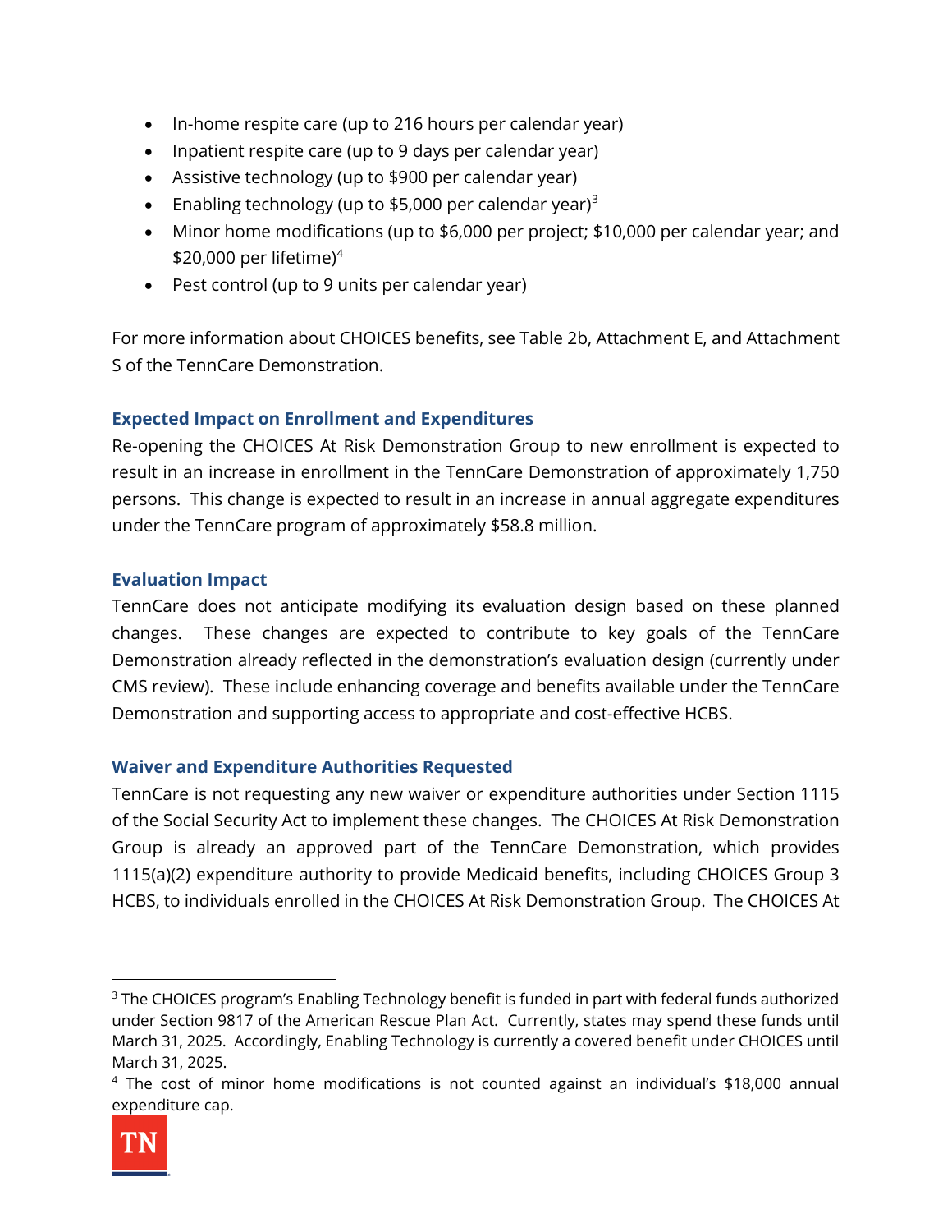- In-home respite care (up to 216 hours per calendar year)
- Inpatient respite care (up to 9 days per calendar year)
- Assistive technology (up to $900 per calendar year)
- Enabling technology (up to $5,000 per calendar year)[3]
- Minor home modifications (up to $6,000 per project; $10,000 per calendar year; and $20,000 per lifetime)[4]
- Pest control (up to 9 units per calendar year)

For more information about CHOICES benefits, see Table 2b, Attachment E, and Attachment S of the TennCare Demonstration.

### Expected Impact on Enrollment and Expenditures

Re-opening the CHOICES At Risk Demonstration Group to new enrollment is expected to result in an increase in enrollment in the TennCare Demonstration of approximately 1,750 persons. This change is expected to result in an increase in annual aggregate expenditures under the TennCare program of approximately $58.8 million.

### Evaluation Impact

TennCare does not anticipate modifying its evaluation design based on these planned changes. These changes are expected to contribute to key goals of the TennCare Demonstration already reflected in the demonstration's evaluation design (currently under CMS review). These include enhancing coverage and benefits available under the TennCare Demonstration and supporting access to appropriate and cost-effective HCBS.

### Waiver and Expenditure Authorities Requested

TennCare is not requesting any new waiver or expenditure authorities under Section 1115 of the Social Security Act to implement these changes. The CHOICES At Risk Demonstration Group is already an approved part of the TennCare Demonstration, which provides 1115(a)(2) expenditure authority to provide Medicaid benefits, including CHOICES Group 3 HCBS, to individuals enrolled in the CHOICES At Risk Demonstration Group. The CHOICES At

---

[3] The CHOICES program's Enabling Technology benefit is funded in part with federal funds authorized under Section 9817 of the American Rescue Plan Act. Currently, states may spend these funds until March 31, 2025. Accordingly, Enabling Technology is currently a covered benefit under CHOICES until March 31, 2025.

[4] The cost of minor home modifications is not counted against an individual's $18,000 annual expenditure cap.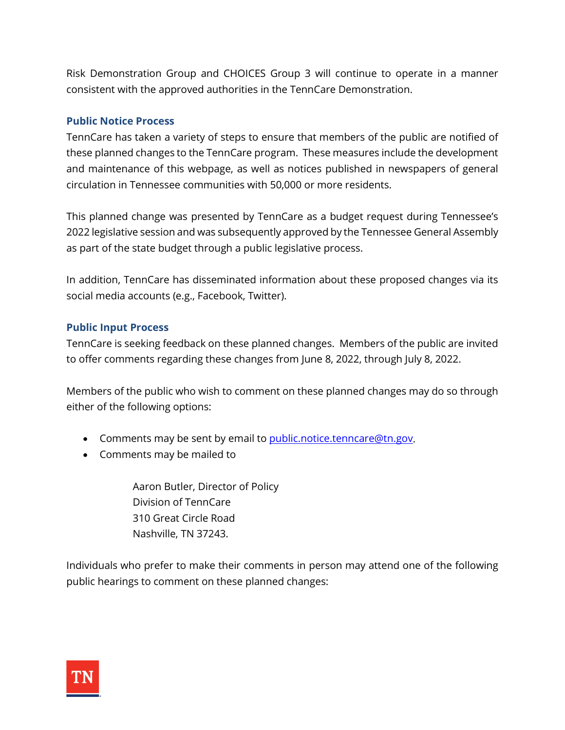Risk Demonstration Group and CHOICES Group 3 will continue to operate in a manner consistent with the approved authorities in the TennCare Demonstration.

### Public Notice Process

TennCare has taken a variety of steps to ensure that members of the public are notified of these planned changes to the TennCare program. These measures include the development and maintenance of this webpage, as well as notices published in newspapers of general circulation in Tennessee communities with 50,000 or more residents.

This planned change was presented by TennCare as a budget request during Tennessee's 2022 legislative session and was subsequently approved by the Tennessee General Assembly as part of the state budget through a public legislative process.

In addition, TennCare has disseminated information about these proposed changes via its social media accounts (e.g., Facebook, Twitter).

### Public Input Process

TennCare is seeking feedback on these planned changes. Members of the public are invited to offer comments regarding these changes from June 8, 2022, through July 8, 2022.

Members of the public who wish to comment on these planned changes may do so through either of the following options:

- Comments may be sent by email to public.notice.tenncare@tn.gov.
- Comments may be mailed to

  Aaron Butler, Director of Policy  
  Division of TennCare  
  310 Great Circle Road  
  Nashville, TN 37243.

Individuals who prefer to make their comments in person may attend one of the following public hearings to comment on these planned changes: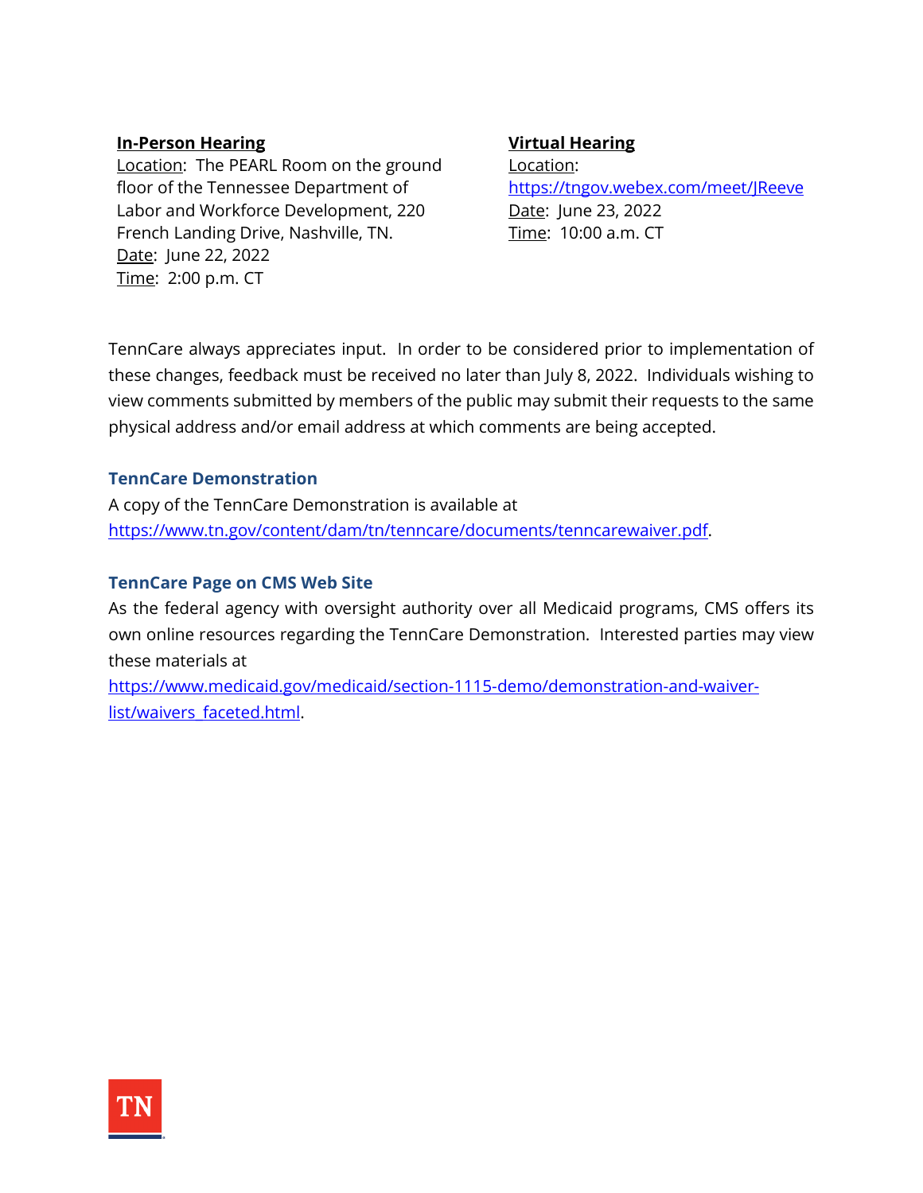**In-Person Hearing**
Location: The PEARL Room on the ground floor of the Tennessee Department of Labor and Workforce Development, 220 French Landing Drive, Nashville, TN.
Date: June 22, 2022
Time: 2:00 p.m. CT

**Virtual Hearing**
Location: https://tngov.webex.com/meet/JReeve
Date: June 23, 2022
Time: 10:00 a.m. CT

TennCare always appreciates input. In order to be considered prior to implementation of these changes, feedback must be received no later than July 8, 2022. Individuals wishing to view comments submitted by members of the public may submit their requests to the same physical address and/or email address at which comments are being accepted.

### TennCare Demonstration

A copy of the TennCare Demonstration is available at https://www.tn.gov/content/dam/tn/tenncare/documents/tenncarewaiver.pdf.

### TennCare Page on CMS Web Site

As the federal agency with oversight authority over all Medicaid programs, CMS offers its own online resources regarding the TennCare Demonstration. Interested parties may view these materials at https://www.medicaid.gov/medicaid/section-1115-demo/demonstration-and-waiver-list/waivers_faceted.html.